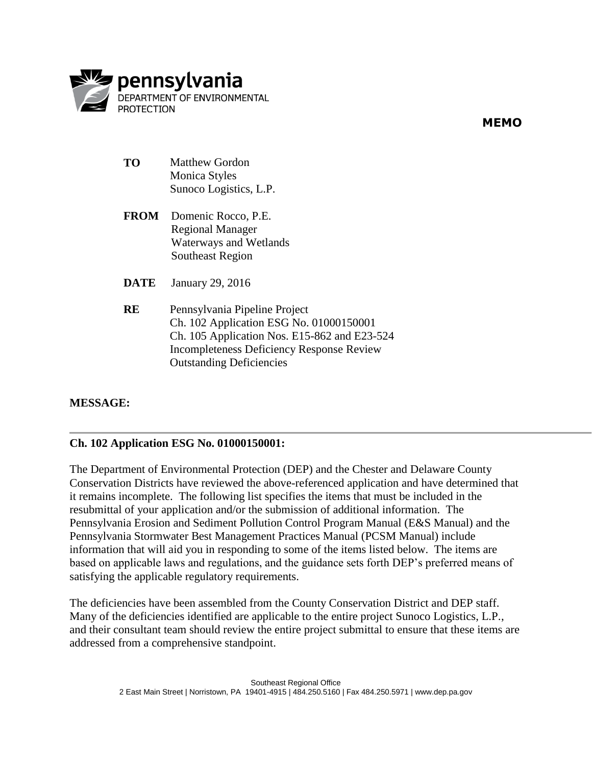pennsylvania
DEPARTMENT OF ENVIRONMENTAL PROTECTION

**MEMO**

**TO** Matthew Gordon
Monica Styles
Sunoco Logistics, L.P.

**FROM** Domenic Rocco, P.E.
Regional Manager
Waterways and Wetlands
Southeast Region

**DATE** January 29, 2016

**RE** Pennsylvania Pipeline Project
Ch. 102 Application ESG No. 01000150001
Ch. 105 Application Nos. E15-862 and E23-524
Incompleteness Deficiency Response Review
Outstanding Deficiencies

**MESSAGE:**

---

**Ch. 102 Application ESG No. 01000150001:**

The Department of Environmental Protection (DEP) and the Chester and Delaware County Conservation Districts have reviewed the above-referenced application and have determined that it remains incomplete. The following list specifies the items that must be included in the resubmittal of your application and/or the submission of additional information. The Pennsylvania Erosion and Sediment Pollution Control Program Manual (E&S Manual) and the Pennsylvania Stormwater Best Management Practices Manual (PCSM Manual) include information that will aid you in responding to some of the items listed below. The items are based on applicable laws and regulations, and the guidance sets forth DEP's preferred means of satisfying the applicable regulatory requirements.

The deficiencies have been assembled from the County Conservation District and DEP staff. Many of the deficiencies identified are applicable to the entire project Sunoco Logistics, L.P., and their consultant team should review the entire project submittal to ensure that these items are addressed from a comprehensive standpoint.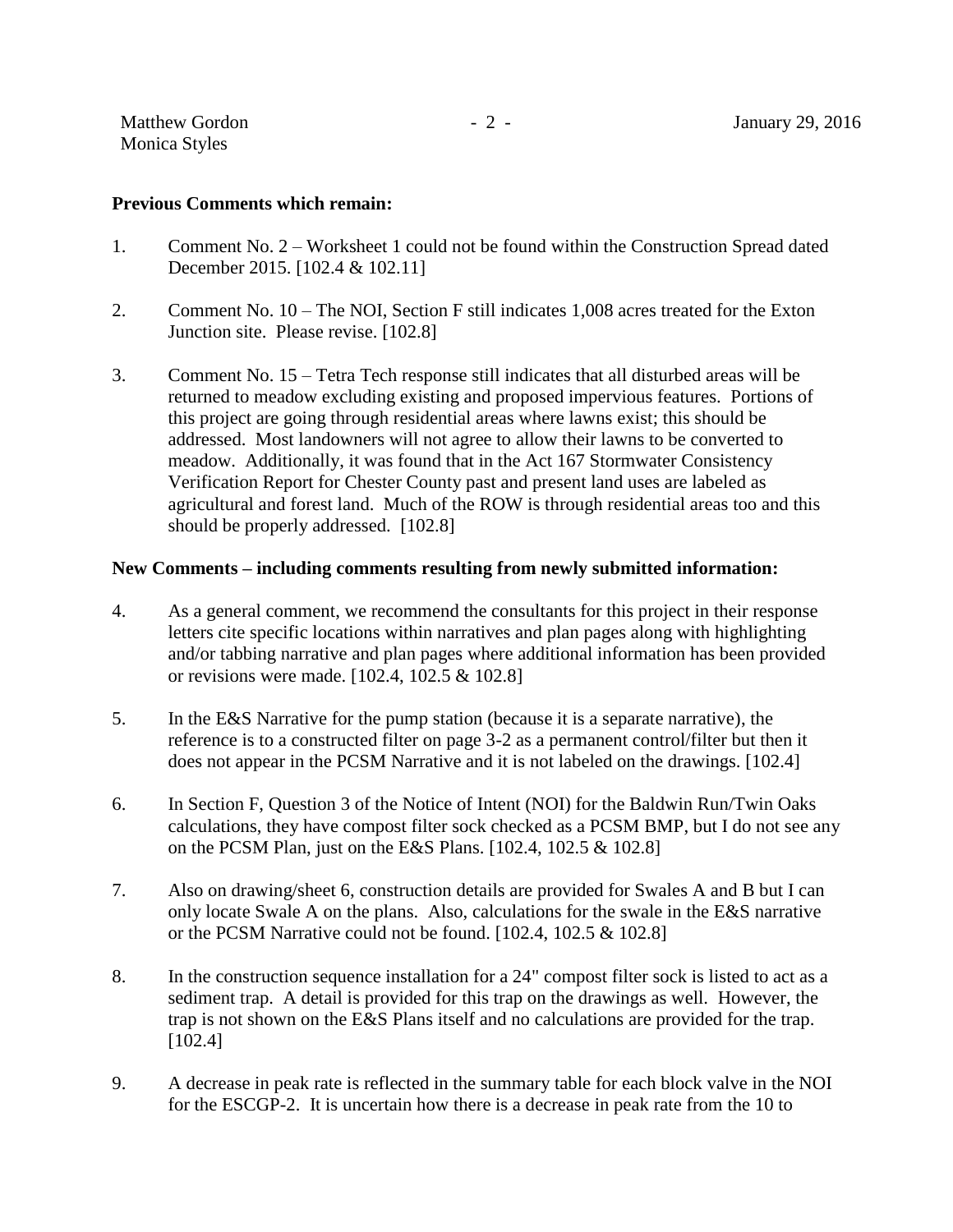**Previous Comments which remain:**

1. Comment No. 2 – Worksheet 1 could not be found within the Construction Spread dated December 2015. [102.4 & 102.11]

2. Comment No. 10 – The NOI, Section F still indicates 1,008 acres treated for the Exton Junction site. Please revise. [102.8]

3. Comment No. 15 – Tetra Tech response still indicates that all disturbed areas will be returned to meadow excluding existing and proposed impervious features. Portions of this project are going through residential areas where lawns exist; this should be addressed. Most landowners will not agree to allow their lawns to be converted to meadow. Additionally, it was found that in the Act 167 Stormwater Consistency Verification Report for Chester County past and present land uses are labeled as agricultural and forest land. Much of the ROW is through residential areas too and this should be properly addressed. [102.8]

**New Comments – including comments resulting from newly submitted information:**

4. As a general comment, we recommend the consultants for this project in their response letters cite specific locations within narratives and plan pages along with highlighting and/or tabbing narrative and plan pages where additional information has been provided or revisions were made. [102.4, 102.5 & 102.8]

5. In the E&S Narrative for the pump station (because it is a separate narrative), the reference is to a constructed filter on page 3-2 as a permanent control/filter but then it does not appear in the PCSM Narrative and it is not labeled on the drawings. [102.4]

6. In Section F, Question 3 of the Notice of Intent (NOI) for the Baldwin Run/Twin Oaks calculations, they have compost filter sock checked as a PCSM BMP, but I do not see any on the PCSM Plan, just on the E&S Plans. [102.4, 102.5 & 102.8]

7. Also on drawing/sheet 6, construction details are provided for Swales A and B but I can only locate Swale A on the plans. Also, calculations for the swale in the E&S narrative or the PCSM Narrative could not be found. [102.4, 102.5 & 102.8]

8. In the construction sequence installation for a 24" compost filter sock is listed to act as a sediment trap. A detail is provided for this trap on the drawings as well. However, the trap is not shown on the E&S Plans itself and no calculations are provided for the trap. [102.4]

9. A decrease in peak rate is reflected in the summary table for each block valve in the NOI for the ESCGP-2. It is uncertain how there is a decrease in peak rate from the 10 to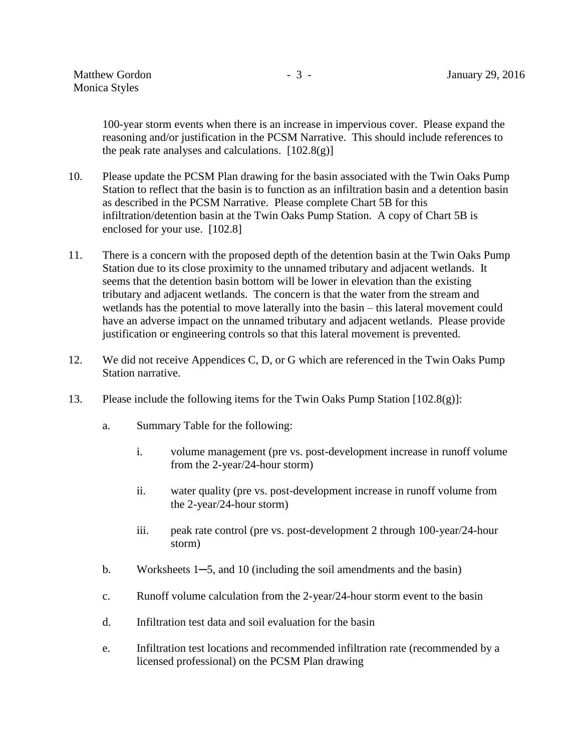100-year storm events when there is an increase in impervious cover. Please expand the reasoning and/or justification in the PCSM Narrative. This should include references to the peak rate analyses and calculations. [102.8(g)]

10. Please update the PCSM Plan drawing for the basin associated with the Twin Oaks Pump Station to reflect that the basin is to function as an infiltration basin and a detention basin as described in the PCSM Narrative. Please complete Chart 5B for this infiltration/detention basin at the Twin Oaks Pump Station. A copy of Chart 5B is enclosed for your use. [102.8]

11. There is a concern with the proposed depth of the detention basin at the Twin Oaks Pump Station due to its close proximity to the unnamed tributary and adjacent wetlands. It seems that the detention basin bottom will be lower in elevation than the existing tributary and adjacent wetlands. The concern is that the water from the stream and wetlands has the potential to move laterally into the basin – this lateral movement could have an adverse impact on the unnamed tributary and adjacent wetlands. Please provide justification or engineering controls so that this lateral movement is prevented.

12. We did not receive Appendices C, D, or G which are referenced in the Twin Oaks Pump Station narrative.

13. Please include the following items for the Twin Oaks Pump Station [102.8(g)]:

    a. Summary Table for the following:

        i. volume management (pre vs. post-development increase in runoff volume from the 2-year/24-hour storm)

        ii. water quality (pre vs. post-development increase in runoff volume from the 2-year/24-hour storm)

        iii. peak rate control (pre vs. post-development 2 through 100-year/24-hour storm)

    b. Worksheets 1─5, and 10 (including the soil amendments and the basin)

    c. Runoff volume calculation from the 2-year/24-hour storm event to the basin

    d. Infiltration test data and soil evaluation for the basin

    e. Infiltration test locations and recommended infiltration rate (recommended by a licensed professional) on the PCSM Plan drawing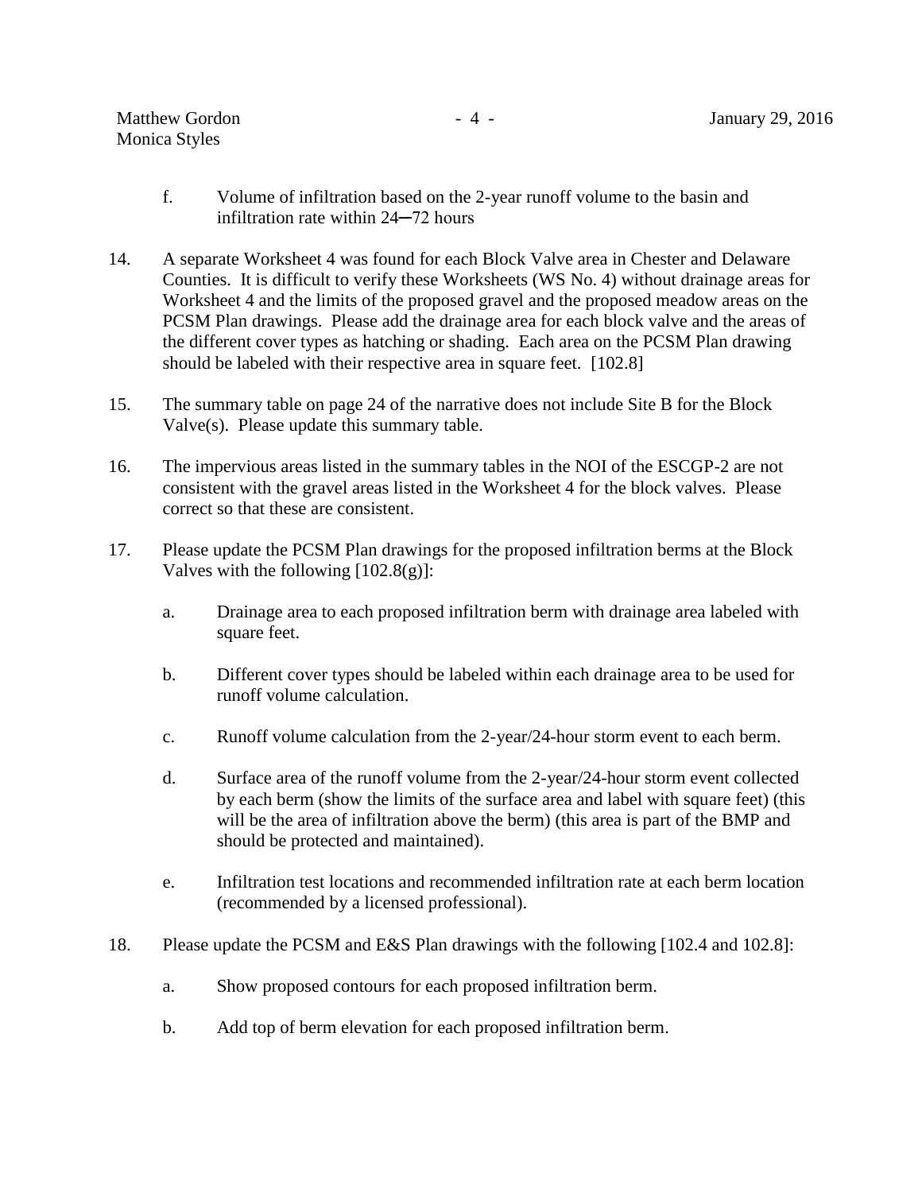f. Volume of infiltration based on the 2-year runoff volume to the basin and infiltration rate within 24─72 hours

14. A separate Worksheet 4 was found for each Block Valve area in Chester and Delaware Counties. It is difficult to verify these Worksheets (WS No. 4) without drainage areas for Worksheet 4 and the limits of the proposed gravel and the proposed meadow areas on the PCSM Plan drawings. Please add the drainage area for each block valve and the areas of the different cover types as hatching or shading. Each area on the PCSM Plan drawing should be labeled with their respective area in square feet. [102.8]

15. The summary table on page 24 of the narrative does not include Site B for the Block Valve(s). Please update this summary table.

16. The impervious areas listed in the summary tables in the NOI of the ESCGP-2 are not consistent with the gravel areas listed in the Worksheet 4 for the block valves. Please correct so that these are consistent.

17. Please update the PCSM Plan drawings for the proposed infiltration berms at the Block Valves with the following [102.8(g)]:

    a. Drainage area to each proposed infiltration berm with drainage area labeled with square feet.

    b. Different cover types should be labeled within each drainage area to be used for runoff volume calculation.

    c. Runoff volume calculation from the 2-year/24-hour storm event to each berm.

    d. Surface area of the runoff volume from the 2-year/24-hour storm event collected by each berm (show the limits of the surface area and label with square feet) (this will be the area of infiltration above the berm) (this area is part of the BMP and should be protected and maintained).

    e. Infiltration test locations and recommended infiltration rate at each berm location (recommended by a licensed professional).

18. Please update the PCSM and E&S Plan drawings with the following [102.4 and 102.8]:

    a. Show proposed contours for each proposed infiltration berm.

    b. Add top of berm elevation for each proposed infiltration berm.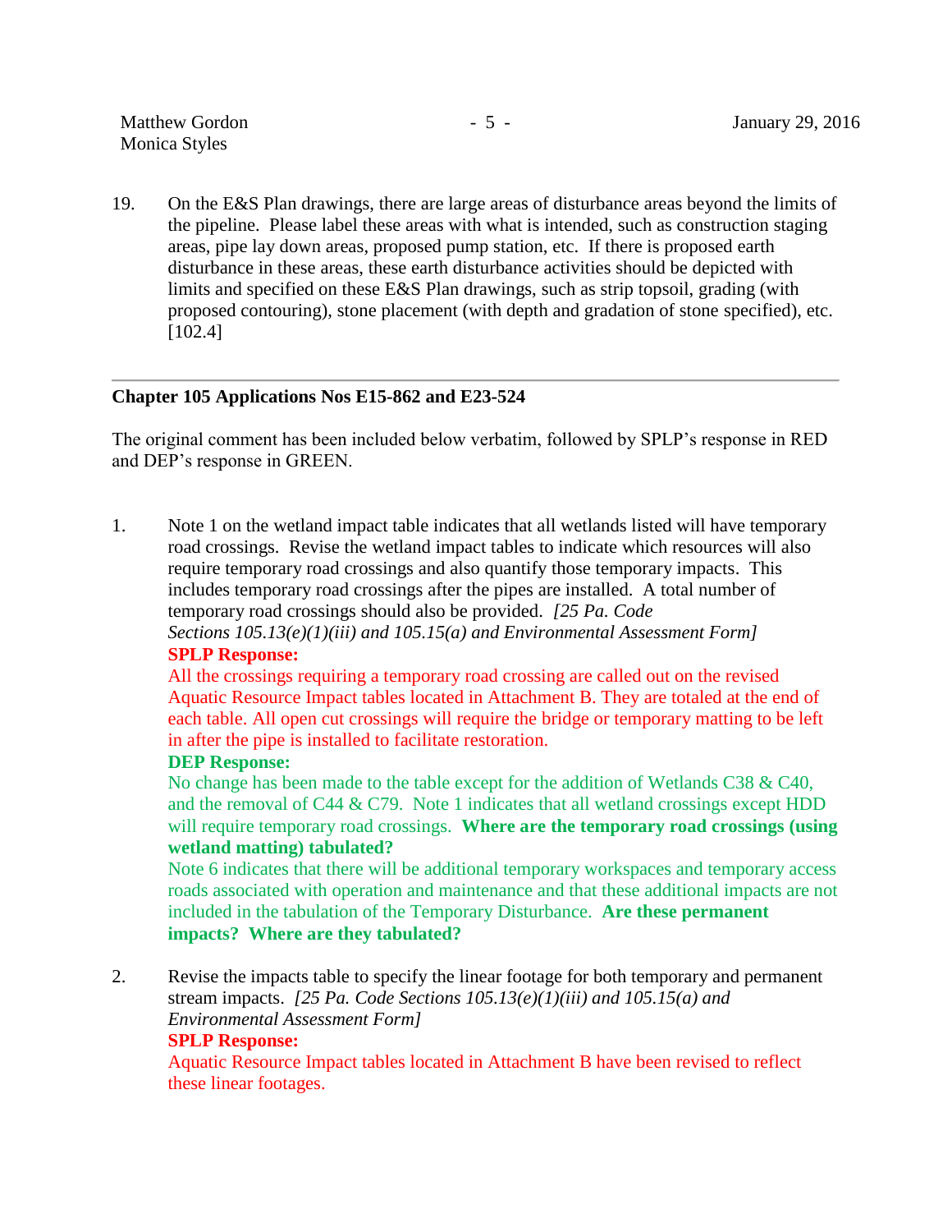19. On the E&S Plan drawings, there are large areas of disturbance areas beyond the limits of the pipeline. Please label these areas with what is intended, such as construction staging areas, pipe lay down areas, proposed pump station, etc. If there is proposed earth disturbance in these areas, these earth disturbance activities should be depicted with limits and specified on these E&S Plan drawings, such as strip topsoil, grading (with proposed contouring), stone placement (with depth and gradation of stone specified), etc. [102.4]

---

**Chapter 105 Applications Nos E15-862 and E23-524**

The original comment has been included below verbatim, followed by SPLP's response in RED and DEP's response in GREEN.

1. Note 1 on the wetland impact table indicates that all wetlands listed will have temporary road crossings. Revise the wetland impact tables to indicate which resources will also require temporary road crossings and also quantify those temporary impacts. This includes temporary road crossings after the pipes are installed. A total number of temporary road crossings should also be provided. *[25 Pa. Code Sections 105.13(e)(1)(iii) and 105.15(a) and Environmental Assessment Form]*

   **SPLP Response:**

   All the crossings requiring a temporary road crossing are called out on the revised Aquatic Resource Impact tables located in Attachment B. They are totaled at the end of each table. All open cut crossings will require the bridge or temporary matting to be left in after the pipe is installed to facilitate restoration.

   **DEP Response:**

   No change has been made to the table except for the addition of Wetlands C38 & C40, and the removal of C44 & C79. Note 1 indicates that all wetland crossings except HDD will require temporary road crossings. **Where are the temporary road crossings (using wetland matting) tabulated?**

   Note 6 indicates that there will be additional temporary workspaces and temporary access roads associated with operation and maintenance and that these additional impacts are not included in the tabulation of the Temporary Disturbance. **Are these permanent impacts? Where are they tabulated?**

2. Revise the impacts table to specify the linear footage for both temporary and permanent stream impacts. *[25 Pa. Code Sections 105.13(e)(1)(iii) and 105.15(a) and Environmental Assessment Form]*

   **SPLP Response:**

   Aquatic Resource Impact tables located in Attachment B have been revised to reflect these linear footages.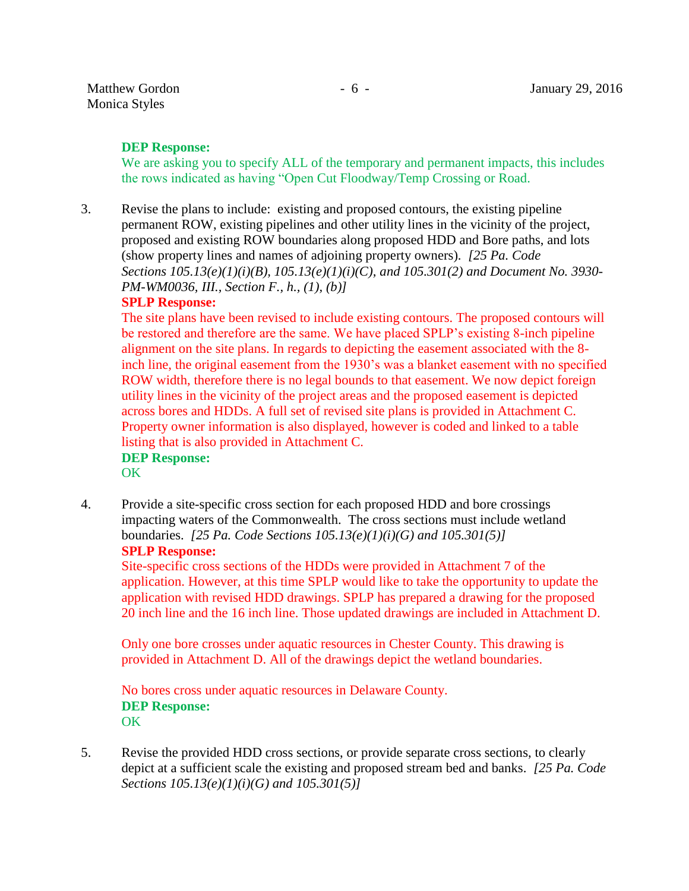**DEP Response:**
We are asking you to specify ALL of the temporary and permanent impacts, this includes the rows indicated as having "Open Cut Floodway/Temp Crossing or Road.

3. Revise the plans to include: existing and proposed contours, the existing pipeline permanent ROW, existing pipelines and other utility lines in the vicinity of the project, proposed and existing ROW boundaries along proposed HDD and Bore paths, and lots (show property lines and names of adjoining property owners). *[25 Pa. Code Sections 105.13(e)(1)(i)(B), 105.13(e)(1)(i)(C), and 105.301(2) and Document No. 3930-PM-WM0036, III., Section F., h., (1), (b)]*

   **SPLP Response:**
   The site plans have been revised to include existing contours. The proposed contours will be restored and therefore are the same. We have placed SPLP's existing 8-inch pipeline alignment on the site plans. In regards to depicting the easement associated with the 8-inch line, the original easement from the 1930's was a blanket easement with no specified ROW width, therefore there is no legal bounds to that easement. We now depict foreign utility lines in the vicinity of the project areas and the proposed easement is depicted across bores and HDDs. A full set of revised site plans is provided in Attachment C. Property owner information is also displayed, however is coded and linked to a table listing that is also provided in Attachment C.

   **DEP Response:**
   OK

4. Provide a site-specific cross section for each proposed HDD and bore crossings impacting waters of the Commonwealth. The cross sections must include wetland boundaries. *[25 Pa. Code Sections 105.13(e)(1)(i)(G) and 105.301(5)]*

   **SPLP Response:**
   Site-specific cross sections of the HDDs were provided in Attachment 7 of the application. However, at this time SPLP would like to take the opportunity to update the application with revised HDD drawings. SPLP has prepared a drawing for the proposed 20 inch line and the 16 inch line. Those updated drawings are included in Attachment D.

   Only one bore crosses under aquatic resources in Chester County. This drawing is provided in Attachment D. All of the drawings depict the wetland boundaries.

   No bores cross under aquatic resources in Delaware County.

   **DEP Response:**
   OK

5. Revise the provided HDD cross sections, or provide separate cross sections, to clearly depict at a sufficient scale the existing and proposed stream bed and banks. *[25 Pa. Code Sections 105.13(e)(1)(i)(G) and 105.301(5)]*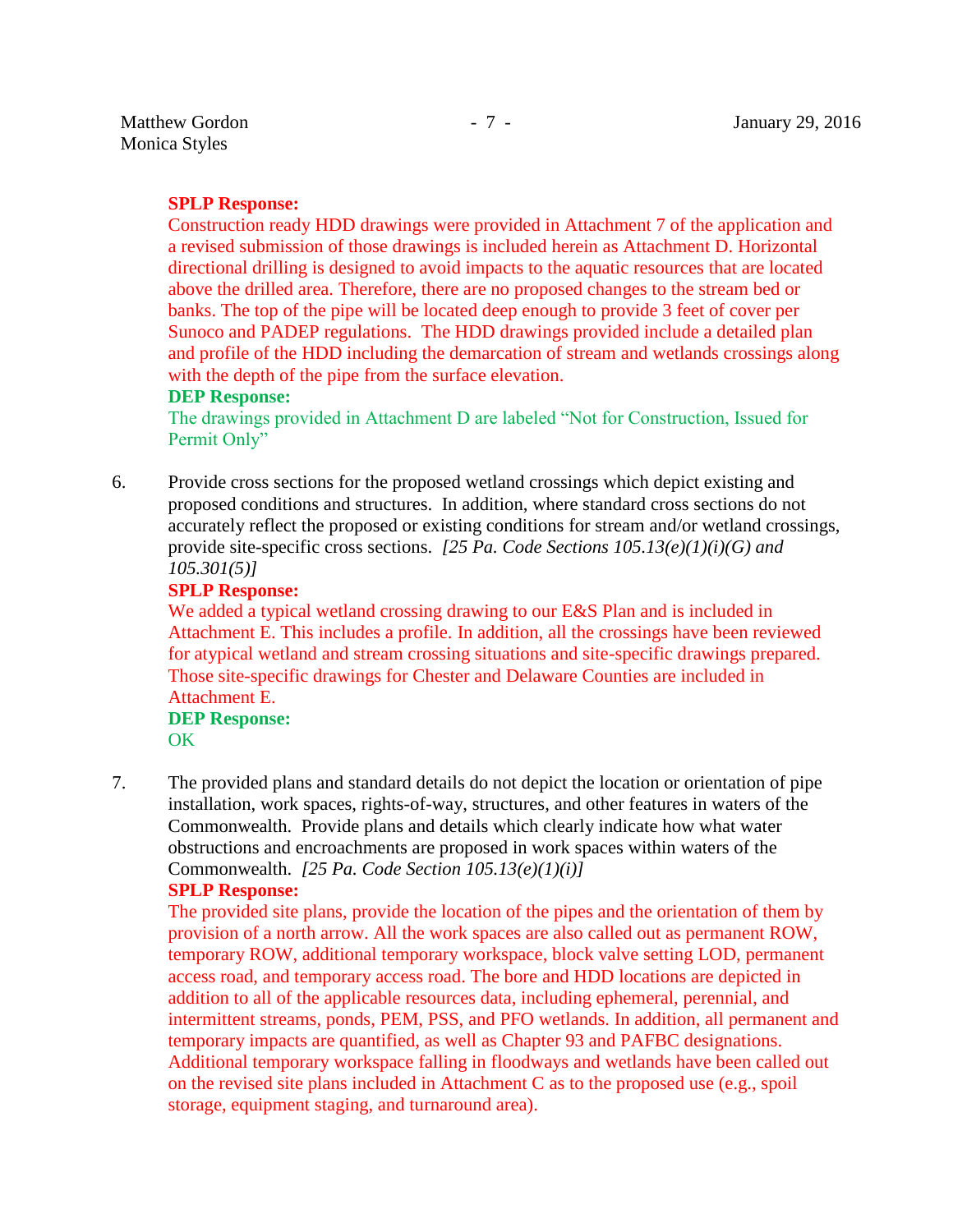**SPLP Response:**
Construction ready HDD drawings were provided in Attachment 7 of the application and a revised submission of those drawings is included herein as Attachment D. Horizontal directional drilling is designed to avoid impacts to the aquatic resources that are located above the drilled area. Therefore, there are no proposed changes to the stream bed or banks. The top of the pipe will be located deep enough to provide 3 feet of cover per Sunoco and PADEP regulations. The HDD drawings provided include a detailed plan and profile of the HDD including the demarcation of stream and wetlands crossings along with the depth of the pipe from the surface elevation.

**DEP Response:**
The drawings provided in Attachment D are labeled "Not for Construction, Issued for Permit Only"

6. Provide cross sections for the proposed wetland crossings which depict existing and proposed conditions and structures. In addition, where standard cross sections do not accurately reflect the proposed or existing conditions for stream and/or wetland crossings, provide site-specific cross sections. *[25 Pa. Code Sections 105.13(e)(1)(i)(G) and 105.301(5)]*

   **SPLP Response:**
   We added a typical wetland crossing drawing to our E&S Plan and is included in Attachment E. This includes a profile. In addition, all the crossings have been reviewed for atypical wetland and stream crossing situations and site-specific drawings prepared. Those site-specific drawings for Chester and Delaware Counties are included in Attachment E.

   **DEP Response:**
   OK

7. The provided plans and standard details do not depict the location or orientation of pipe installation, work spaces, rights-of-way, structures, and other features in waters of the Commonwealth. Provide plans and details which clearly indicate how what water obstructions and encroachments are proposed in work spaces within waters of the Commonwealth. *[25 Pa. Code Section 105.13(e)(1)(i)]*

   **SPLP Response:**
   The provided site plans, provide the location of the pipes and the orientation of them by provision of a north arrow. All the work spaces are also called out as permanent ROW, temporary ROW, additional temporary workspace, block valve setting LOD, permanent access road, and temporary access road. The bore and HDD locations are depicted in addition to all of the applicable resources data, including ephemeral, perennial, and intermittent streams, ponds, PEM, PSS, and PFO wetlands. In addition, all permanent and temporary impacts are quantified, as well as Chapter 93 and PAFBC designations. Additional temporary workspace falling in floodways and wetlands have been called out on the revised site plans included in Attachment C as to the proposed use (e.g., spoil storage, equipment staging, and turnaround area).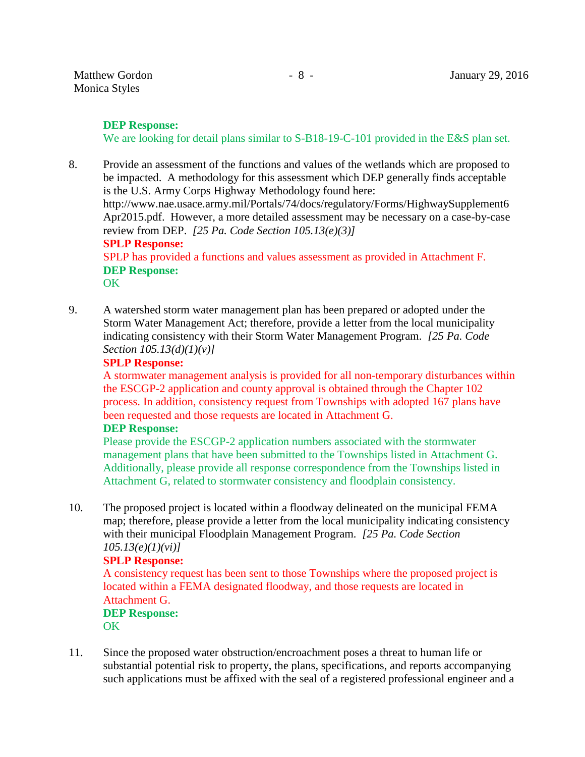**DEP Response:**
We are looking for detail plans similar to S-B18-19-C-101 provided in the E&S plan set.

8. Provide an assessment of the functions and values of the wetlands which are proposed to be impacted. A methodology for this assessment which DEP generally finds acceptable is the U.S. Army Corps Highway Methodology found here: http://www.nae.usace.army.mil/Portals/74/docs/regulatory/Forms/HighwaySupplement6Apr2015.pdf. However, a more detailed assessment may be necessary on a case-by-case review from DEP. *[25 Pa. Code Section 105.13(e)(3)]*
   **SPLP Response:**
   SPLP has provided a functions and values assessment as provided in Attachment F.
   **DEP Response:**
   OK

9. A watershed storm water management plan has been prepared or adopted under the Storm Water Management Act; therefore, provide a letter from the local municipality indicating consistency with their Storm Water Management Program. *[25 Pa. Code Section 105.13(d)(1)(v)]*
   **SPLP Response:**
   A stormwater management analysis is provided for all non-temporary disturbances within the ESCGP-2 application and county approval is obtained through the Chapter 102 process. In addition, consistency request from Townships with adopted 167 plans have been requested and those requests are located in Attachment G.
   **DEP Response:**
   Please provide the ESCGP-2 application numbers associated with the stormwater management plans that have been submitted to the Townships listed in Attachment G. Additionally, please provide all response correspondence from the Townships listed in Attachment G, related to stormwater consistency and floodplain consistency.

10. The proposed project is located within a floodway delineated on the municipal FEMA map; therefore, please provide a letter from the local municipality indicating consistency with their municipal Floodplain Management Program. *[25 Pa. Code Section 105.13(e)(1)(vi)]*
    **SPLP Response:**
    A consistency request has been sent to those Townships where the proposed project is located within a FEMA designated floodway, and those requests are located in Attachment G.
    **DEP Response:**
    OK

11. Since the proposed water obstruction/encroachment poses a threat to human life or substantial potential risk to property, the plans, specifications, and reports accompanying such applications must be affixed with the seal of a registered professional engineer and a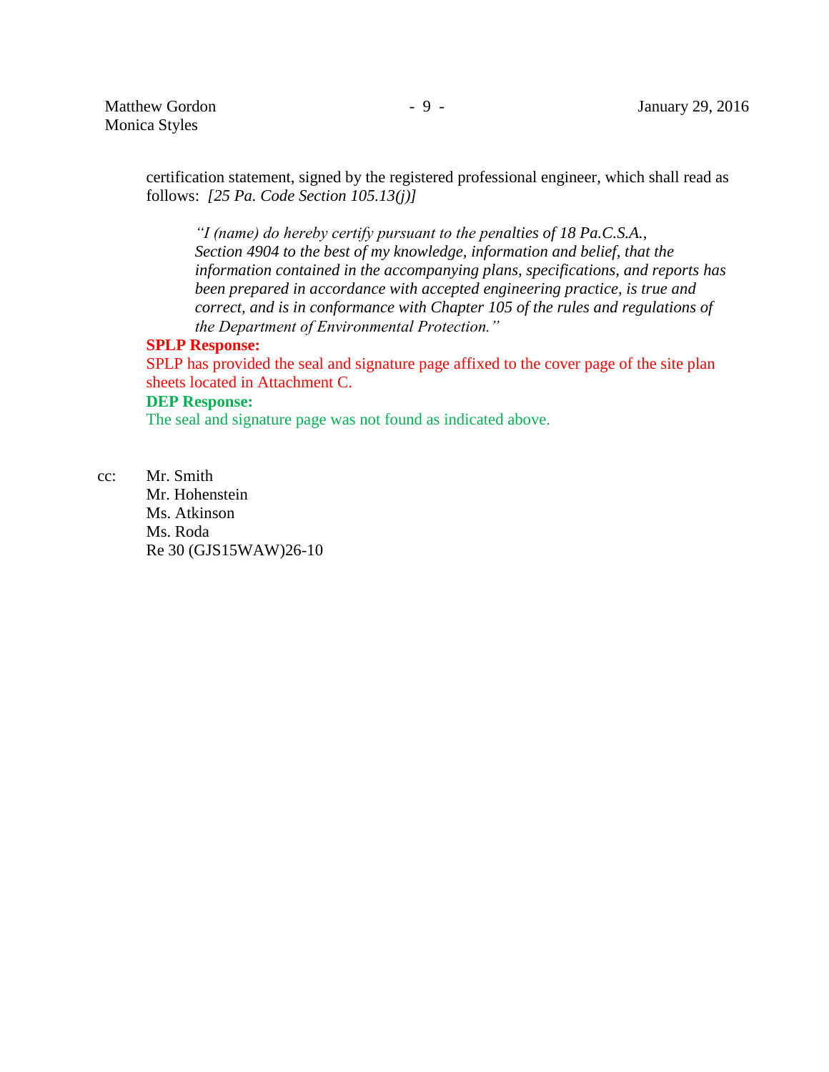certification statement, signed by the registered professional engineer, which shall read as follows: *[25 Pa. Code Section 105.13(j)]*

> *"I (name) do hereby certify pursuant to the penalties of 18 Pa.C.S.A., Section 4904 to the best of my knowledge, information and belief, that the information contained in the accompanying plans, specifications, and reports has been prepared in accordance with accepted engineering practice, is true and correct, and is in conformance with Chapter 105 of the rules and regulations of the Department of Environmental Protection."*

**SPLP Response:**
SPLP has provided the seal and signature page affixed to the cover page of the site plan sheets located in Attachment C.

**DEP Response:**
The seal and signature page was not found as indicated above.

cc: Mr. Smith
Mr. Hohenstein
Ms. Atkinson
Ms. Roda
Re 30 (GJS15WAW)26-10